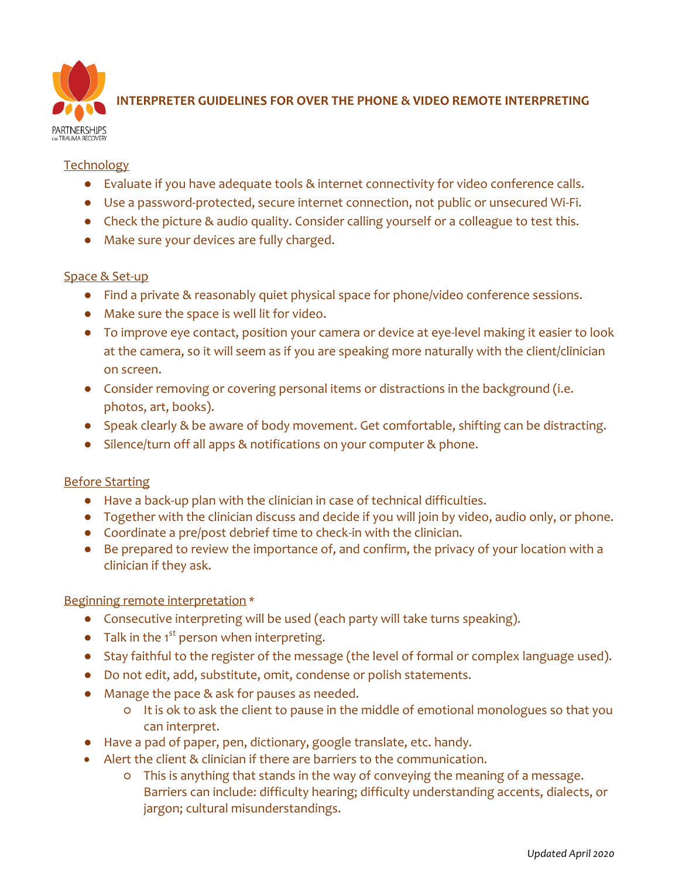PARTNERSHIPS FOR TRAUMA RECOVERY

# INTERPRETER GUIDELINES FOR OVER THE PHONE & VIDEO REMOTE INTERPRETING

## Technology

- Evaluate if you have adequate tools & internet connectivity for video conference calls.
- Use a password-protected, secure internet connection, not public or unsecured Wi-Fi.
- Check the picture & audio quality. Consider calling yourself or a colleague to test this.
- Make sure your devices are fully charged.

## Space & Set-up

- Find a private & reasonably quiet physical space for phone/video conference sessions.
- Make sure the space is well lit for video.
- To improve eye contact, position your camera or device at eye-level making it easier to look at the camera, so it will seem as if you are speaking more naturally with the client/clinician on screen.
- Consider removing or covering personal items or distractions in the background (i.e. photos, art, books).
- Speak clearly & be aware of body movement. Get comfortable, shifting can be distracting.
- Silence/turn off all apps & notifications on your computer & phone.

## Before Starting

- Have a back-up plan with the clinician in case of technical difficulties.
- Together with the clinician discuss and decide if you will join by video, audio only, or phone.
- Coordinate a pre/post debrief time to check-in with the clinician.
- Be prepared to review the importance of, and confirm, the privacy of your location with a clinician if they ask.

## Beginning remote interpretation *

- Consecutive interpreting will be used (each party will take turns speaking).
- Talk in the 1st person when interpreting.
- Stay faithful to the register of the message (the level of formal or complex language used).
- Do not edit, add, substitute, omit, condense or polish statements.
- Manage the pace & ask for pauses as needed.
  - It is ok to ask the client to pause in the middle of emotional monologues so that you can interpret.
- Have a pad of paper, pen, dictionary, google translate, etc. handy.
- Alert the client & clinician if there are barriers to the communication.
  - This is anything that stands in the way of conveying the meaning of a message. Barriers can include: difficulty hearing; difficulty understanding accents, dialects, or jargon; cultural misunderstandings.

*Updated April 2020*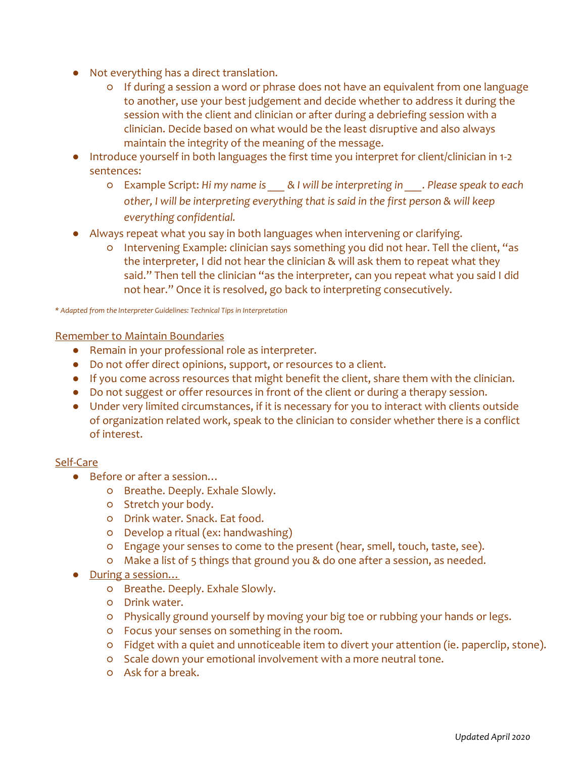- Not everything has a direct translation.
  - If during a session a word or phrase does not have an equivalent from one language to another, use your best judgement and decide whether to address it during the session with the client and clinician or after during a debriefing session with a clinician. Decide based on what would be the least disruptive and also always maintain the integrity of the meaning of the message.
- Introduce yourself in both languages the first time you interpret for client/clinician in 1-2 sentences:
  - Example Script: *Hi my name is ___ & I will be interpreting in ___. Please speak to each other, I will be interpreting everything that is said in the first person & will keep everything confidential.*
- Always repeat what you say in both languages when intervening or clarifying.
  - Intervening Example: clinician says something you did not hear. Tell the client, "as the interpreter, I did not hear the clinician & will ask them to repeat what they said." Then tell the clinician "as the interpreter, can you repeat what you said I did not hear." Once it is resolved, go back to interpreting consecutively.

*\* Adapted from the Interpreter Guidelines: Technical Tips in Interpretation*

<u>Remember to Maintain Boundaries</u>

- Remain in your professional role as interpreter.
- Do not offer direct opinions, support, or resources to a client.
- If you come across resources that might benefit the client, share them with the clinician.
- Do not suggest or offer resources in front of the client or during a therapy session.
- Under very limited circumstances, if it is necessary for you to interact with clients outside of organization related work, speak to the clinician to consider whether there is a conflict of interest.

<u>Self-Care</u>

- Before or after a session…
  - Breathe. Deeply. Exhale Slowly.
  - Stretch your body.
  - Drink water. Snack. Eat food.
  - Develop a ritual (ex: handwashing)
  - Engage your senses to come to the present (hear, smell, touch, taste, see).
  - Make a list of 5 things that ground you & do one after a session, as needed.
- <u>During a session…</u>
  - Breathe. Deeply. Exhale Slowly.
  - Drink water.
  - Physically ground yourself by moving your big toe or rubbing your hands or legs.
  - Focus your senses on something in the room.
  - Fidget with a quiet and unnoticeable item to divert your attention (ie. paperclip, stone).
  - Scale down your emotional involvement with a more neutral tone.
  - Ask for a break.

*Updated April 2020*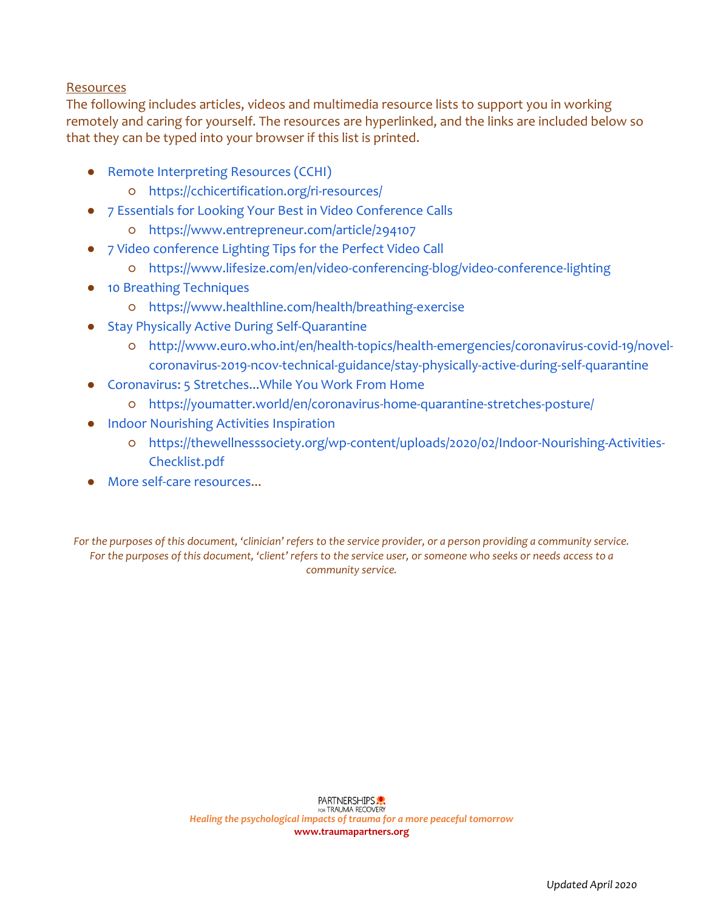## Resources

The following includes articles, videos and multimedia resource lists to support you in working remotely and caring for yourself. The resources are hyperlinked, and the links are included below so that they can be typed into your browser if this list is printed.

- Remote Interpreting Resources (CCHI)
  - https://cchicertification.org/ri-resources/
- 7 Essentials for Looking Your Best in Video Conference Calls
  - https://www.entrepreneur.com/article/294107
- 7 Video conference Lighting Tips for the Perfect Video Call
  - https://www.lifesize.com/en/video-conferencing-blog/video-conference-lighting
- 10 Breathing Techniques
  - https://www.healthline.com/health/breathing-exercise
- Stay Physically Active During Self-Quarantine
  - http://www.euro.who.int/en/health-topics/health-emergencies/coronavirus-covid-19/novel-coronavirus-2019-ncov-technical-guidance/stay-physically-active-during-self-quarantine
- Coronavirus: 5 Stretches...While You Work From Home
  - https://youmatter.world/en/coronavirus-home-quarantine-stretches-posture/
- Indoor Nourishing Activities Inspiration
  - https://thewellnesssociety.org/wp-content/uploads/2020/02/Indoor-Nourishing-Activities-Checklist.pdf
- More self-care resources...

*For the purposes of this document, 'clinician' refers to the service provider, or a person providing a community service.*
*For the purposes of this document, 'client' refers to the service user, or someone who seeks or needs access to a community service.*

PARTNERSHIPS FOR TRAUMA RECOVERY

***Healing the psychological impacts of trauma for a more peaceful tomorrow***

**www.traumapartners.org**

*Updated April 2020*